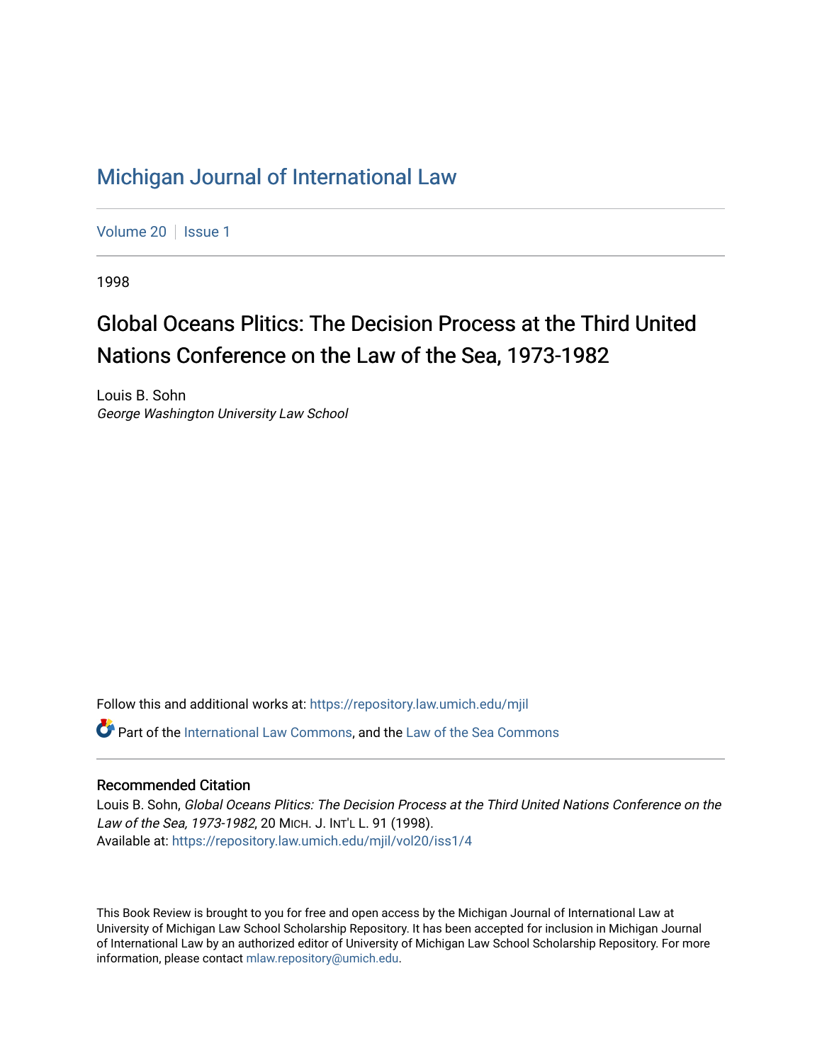# Michigan Journal of International Law

Volume 20 | Issue 1

1998

## Global Oceans Plitics: The Decision Process at the Third United Nations Conference on the Law of the Sea, 1973-1982

Louis B. Sohn
*George Washington University Law School*

Follow this and additional works at: https://repository.law.umich.edu/mjil

Part of the International Law Commons, and the Law of the Sea Commons

### Recommended Citation

Louis B. Sohn, *Global Oceans Plitics: The Decision Process at the Third United Nations Conference on the Law of the Sea, 1973-1982*, 20 MICH. J. INT'L L. 91 (1998).
Available at: https://repository.law.umich.edu/mjil/vol20/iss1/4

This Book Review is brought to you for free and open access by the Michigan Journal of International Law at University of Michigan Law School Scholarship Repository. It has been accepted for inclusion in Michigan Journal of International Law by an authorized editor of University of Michigan Law School Scholarship Repository. For more information, please contact mlaw.repository@umich.edu.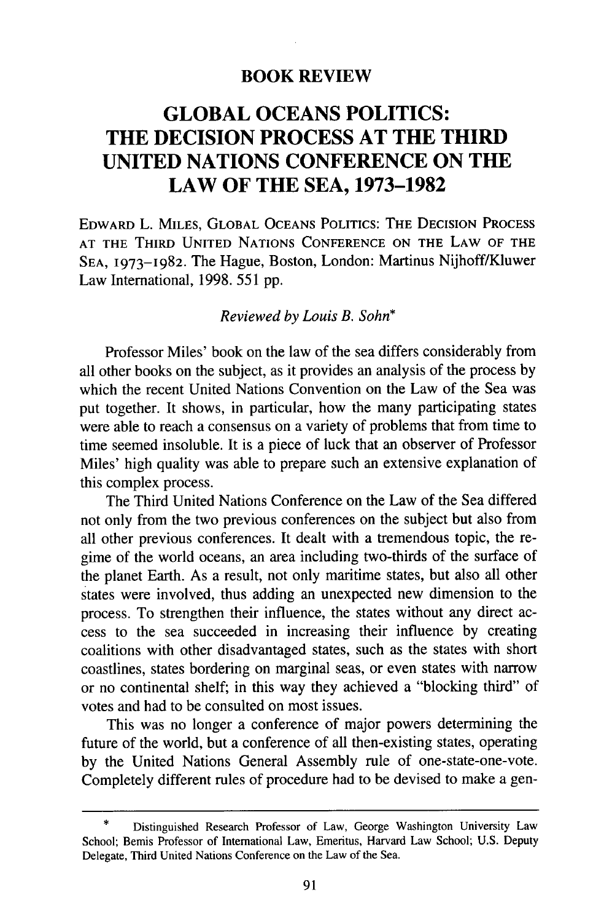**BOOK REVIEW**

# GLOBAL OCEANS POLITICS: THE DECISION PROCESS AT THE THIRD UNITED NATIONS CONFERENCE ON THE LAW OF THE SEA, 1973–1982

EDWARD L. MILES, GLOBAL OCEANS POLITICS: THE DECISION PROCESS AT THE THIRD UNITED NATIONS CONFERENCE ON THE LAW OF THE SEA, 1973–1982. The Hague, Boston, London: Martinus Nijhoff/Kluwer Law International, 1998. 551 pp.

*Reviewed by Louis B. Sohn**

Professor Miles' book on the law of the sea differs considerably from all other books on the subject, as it provides an analysis of the process by which the recent United Nations Convention on the Law of the Sea was put together. It shows, in particular, how the many participating states were able to reach a consensus on a variety of problems that from time to time seemed insoluble. It is a piece of luck that an observer of Professor Miles' high quality was able to prepare such an extensive explanation of this complex process.

The Third United Nations Conference on the Law of the Sea differed not only from the two previous conferences on the subject but also from all other previous conferences. It dealt with a tremendous topic, the regime of the world oceans, an area including two-thirds of the surface of the planet Earth. As a result, not only maritime states, but also all other states were involved, thus adding an unexpected new dimension to the process. To strengthen their influence, the states without any direct access to the sea succeeded in increasing their influence by creating coalitions with other disadvantaged states, such as the states with short coastlines, states bordering on marginal seas, or even states with narrow or no continental shelf; in this way they achieved a "blocking third" of votes and had to be consulted on most issues.

This was no longer a conference of major powers determining the future of the world, but a conference of all then-existing states, operating by the United Nations General Assembly rule of one-state-one-vote. Completely different rules of procedure had to be devised to make a gen-

---

\* Distinguished Research Professor of Law, George Washington University Law School; Bemis Professor of International Law, Emeritus, Harvard Law School; U.S. Deputy Delegate, Third United Nations Conference on the Law of the Sea.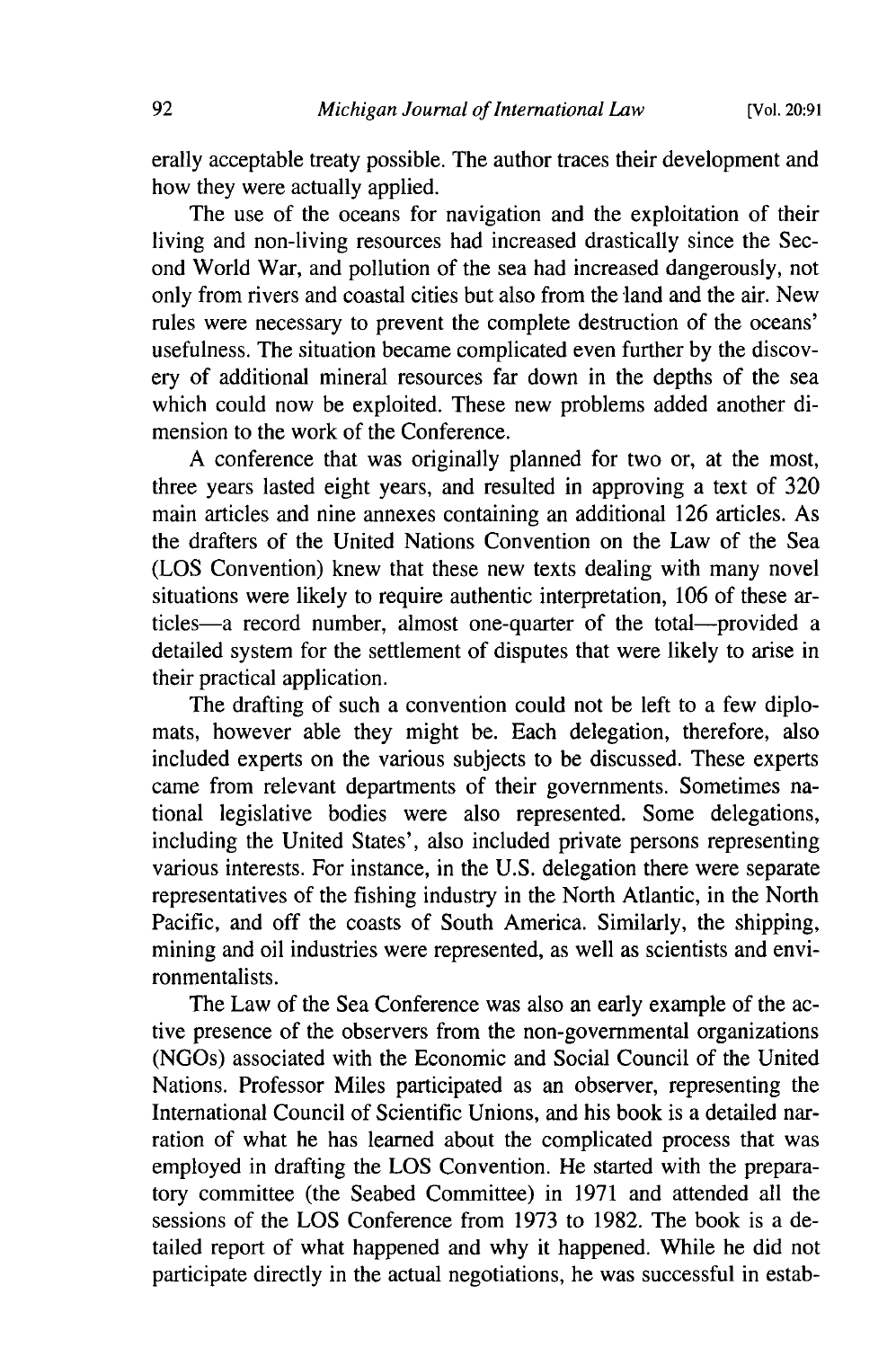erally acceptable treaty possible. The author traces their development and how they were actually applied.

The use of the oceans for navigation and the exploitation of their living and non-living resources had increased drastically since the Second World War, and pollution of the sea had increased dangerously, not only from rivers and coastal cities but also from the land and the air. New rules were necessary to prevent the complete destruction of the oceans' usefulness. The situation became complicated even further by the discovery of additional mineral resources far down in the depths of the sea which could now be exploited. These new problems added another dimension to the work of the Conference.

A conference that was originally planned for two or, at the most, three years lasted eight years, and resulted in approving a text of 320 main articles and nine annexes containing an additional 126 articles. As the drafters of the United Nations Convention on the Law of the Sea (LOS Convention) knew that these new texts dealing with many novel situations were likely to require authentic interpretation, 106 of these articles—a record number, almost one-quarter of the total—provided a detailed system for the settlement of disputes that were likely to arise in their practical application.

The drafting of such a convention could not be left to a few diplomats, however able they might be. Each delegation, therefore, also included experts on the various subjects to be discussed. These experts came from relevant departments of their governments. Sometimes national legislative bodies were also represented. Some delegations, including the United States', also included private persons representing various interests. For instance, in the U.S. delegation there were separate representatives of the fishing industry in the North Atlantic, in the North Pacific, and off the coasts of South America. Similarly, the shipping, mining and oil industries were represented, as well as scientists and environmentalists.

The Law of the Sea Conference was also an early example of the active presence of the observers from the non-governmental organizations (NGOs) associated with the Economic and Social Council of the United Nations. Professor Miles participated as an observer, representing the International Council of Scientific Unions, and his book is a detailed narration of what he has learned about the complicated process that was employed in drafting the LOS Convention. He started with the preparatory committee (the Seabed Committee) in 1971 and attended all the sessions of the LOS Conference from 1973 to 1982. The book is a detailed report of what happened and why it happened. While he did not participate directly in the actual negotiations, he was successful in estab-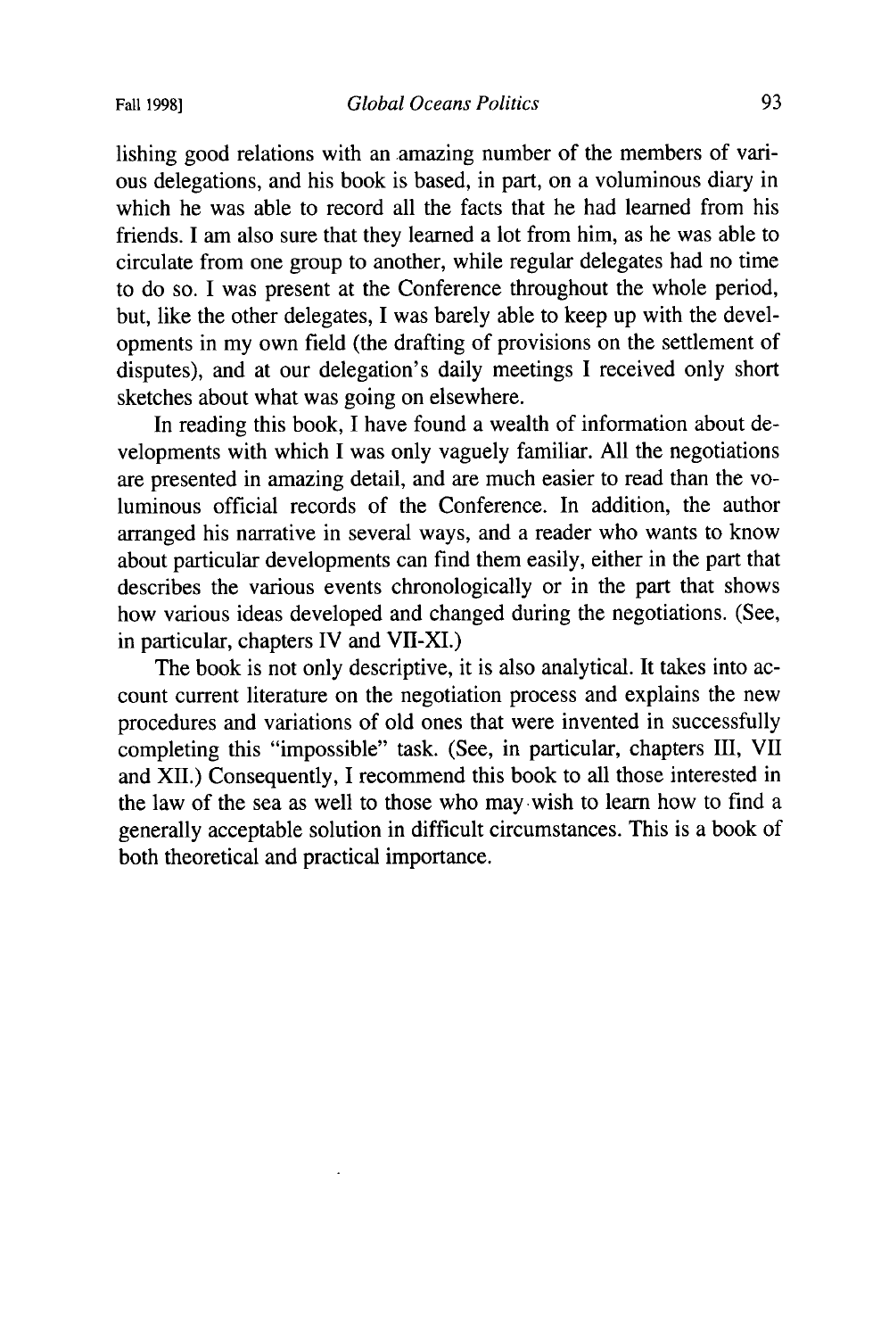lishing good relations with an amazing number of the members of various delegations, and his book is based, in part, on a voluminous diary in which he was able to record all the facts that he had learned from his friends. I am also sure that they learned a lot from him, as he was able to circulate from one group to another, while regular delegates had no time to do so. I was present at the Conference throughout the whole period, but, like the other delegates, I was barely able to keep up with the developments in my own field (the drafting of provisions on the settlement of disputes), and at our delegation's daily meetings I received only short sketches about what was going on elsewhere.

In reading this book, I have found a wealth of information about developments with which I was only vaguely familiar. All the negotiations are presented in amazing detail, and are much easier to read than the voluminous official records of the Conference. In addition, the author arranged his narrative in several ways, and a reader who wants to know about particular developments can find them easily, either in the part that describes the various events chronologically or in the part that shows how various ideas developed and changed during the negotiations. (See, in particular, chapters IV and VII-XI.)

The book is not only descriptive, it is also analytical. It takes into account current literature on the negotiation process and explains the new procedures and variations of old ones that were invented in successfully completing this "impossible" task. (See, in particular, chapters III, VII and XII.) Consequently, I recommend this book to all those interested in the law of the sea as well to those who may wish to learn how to find a generally acceptable solution in difficult circumstances. This is a book of both theoretical and practical importance.